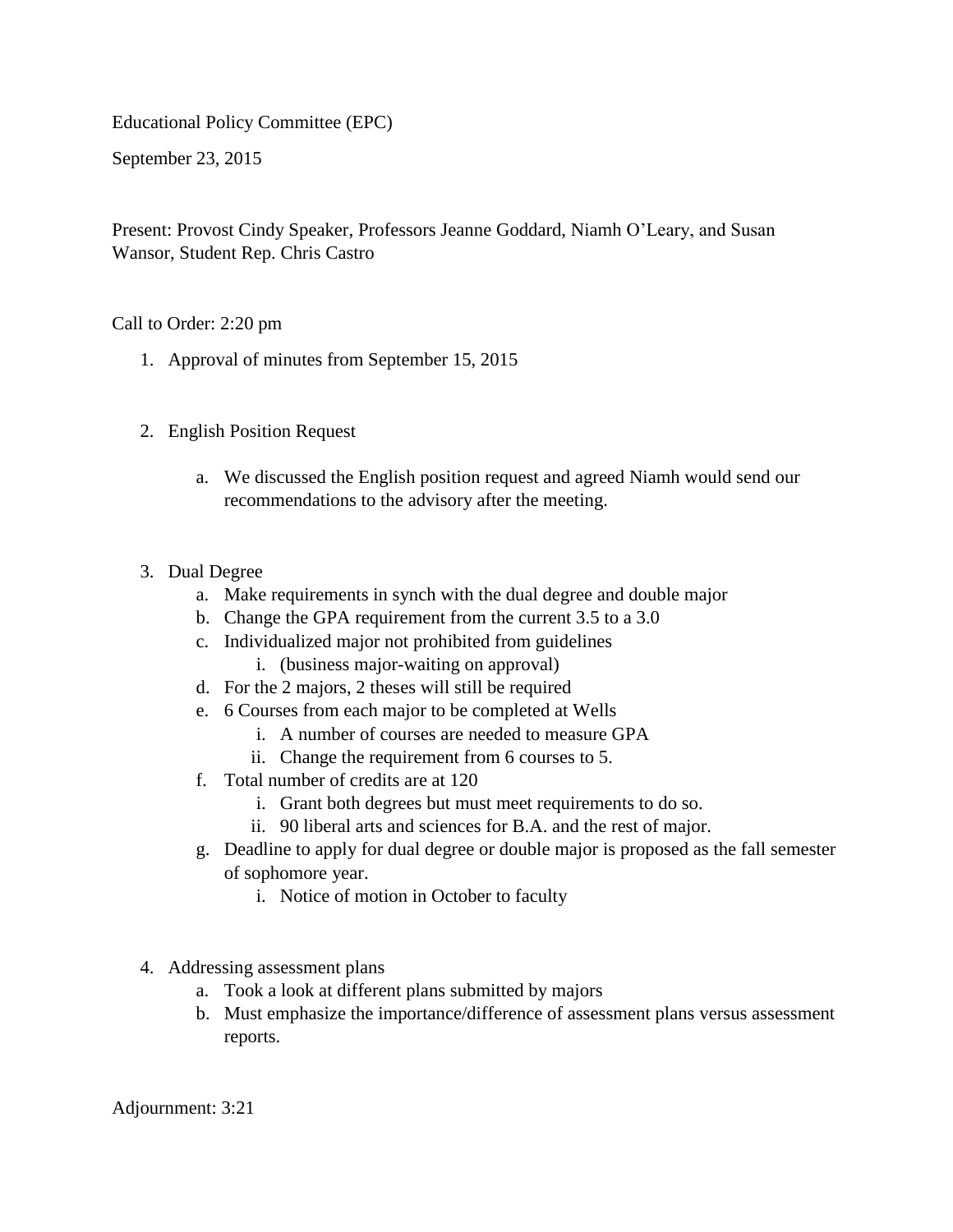Educational Policy Committee (EPC)

September 23, 2015

Present: Provost Cindy Speaker, Professors Jeanne Goddard, Niamh O'Leary, and Susan Wansor, Student Rep. Chris Castro

Call to Order: 2:20 pm

1. Approval of minutes from September 15, 2015

2. English Position Request

    a. We discussed the English position request and agreed Niamh would send our recommendations to the advisory after the meeting.

3. Dual Degree
    a. Make requirements in synch with the dual degree and double major
    b. Change the GPA requirement from the current 3.5 to a 3.0
    c. Individualized major not prohibited from guidelines
        i. (business major-waiting on approval)
    d. For the 2 majors, 2 theses will still be required
    e. 6 Courses from each major to be completed at Wells
        i. A number of courses are needed to measure GPA
        ii. Change the requirement from 6 courses to 5.
    f. Total number of credits are at 120
        i. Grant both degrees but must meet requirements to do so.
        ii. 90 liberal arts and sciences for B.A. and the rest of major.
    g. Deadline to apply for dual degree or double major is proposed as the fall semester of sophomore year.
        i. Notice of motion in October to faculty

4. Addressing assessment plans
    a. Took a look at different plans submitted by majors
    b. Must emphasize the importance/difference of assessment plans versus assessment reports.

Adjournment: 3:21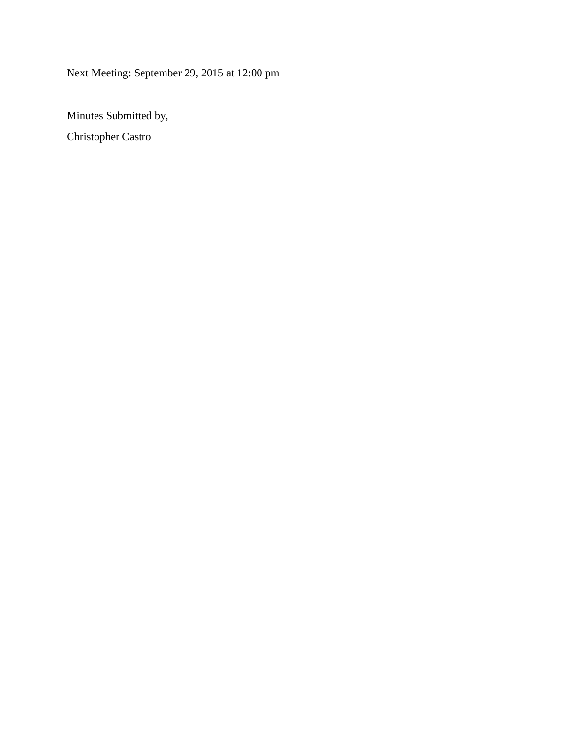Next Meeting: September 29, 2015 at 12:00 pm

Minutes Submitted by,

Christopher Castro